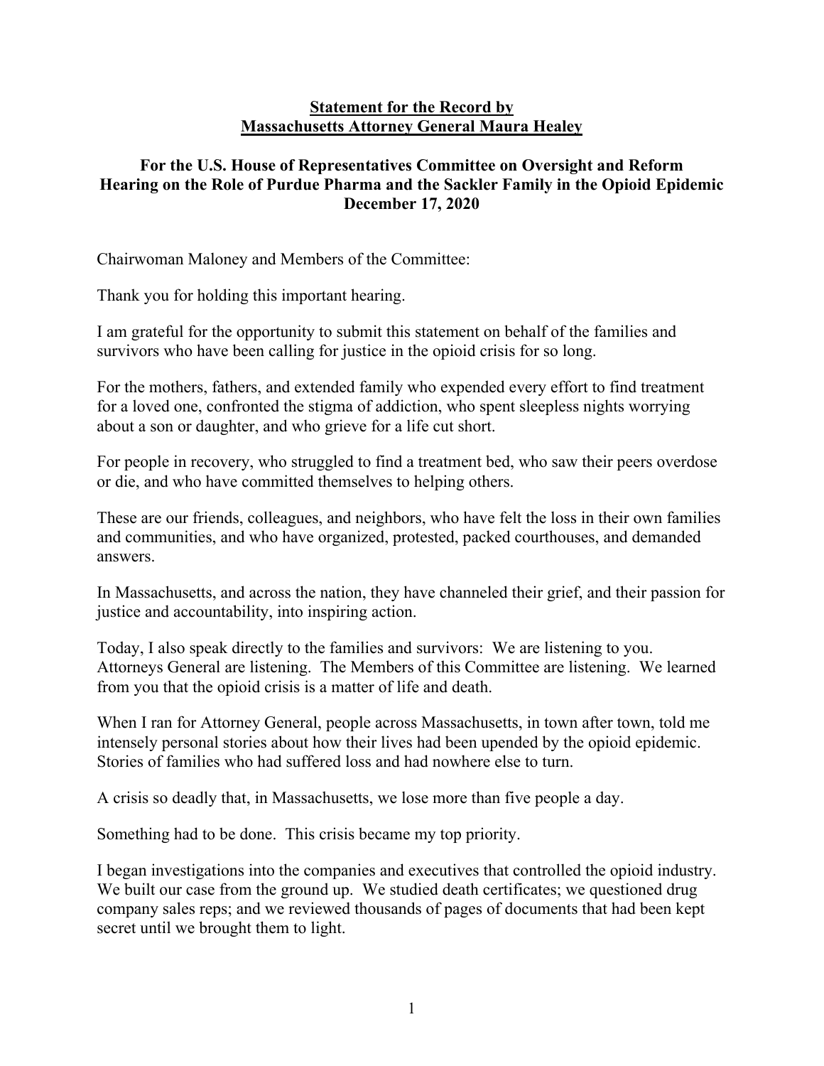**Statement for the Record by**
**Massachusetts Attorney General Maura Healey**

**For the U.S. House of Representatives Committee on Oversight and Reform**
**Hearing on the Role of Purdue Pharma and the Sackler Family in the Opioid Epidemic**
**December 17, 2020**

Chairwoman Maloney and Members of the Committee:

Thank you for holding this important hearing.

I am grateful for the opportunity to submit this statement on behalf of the families and survivors who have been calling for justice in the opioid crisis for so long.

For the mothers, fathers, and extended family who expended every effort to find treatment for a loved one, confronted the stigma of addiction, who spent sleepless nights worrying about a son or daughter, and who grieve for a life cut short.

For people in recovery, who struggled to find a treatment bed, who saw their peers overdose or die, and who have committed themselves to helping others.

These are our friends, colleagues, and neighbors, who have felt the loss in their own families and communities, and who have organized, protested, packed courthouses, and demanded answers.

In Massachusetts, and across the nation, they have channeled their grief, and their passion for justice and accountability, into inspiring action.

Today, I also speak directly to the families and survivors: We are listening to you. Attorneys General are listening. The Members of this Committee are listening. We learned from you that the opioid crisis is a matter of life and death.

When I ran for Attorney General, people across Massachusetts, in town after town, told me intensely personal stories about how their lives had been upended by the opioid epidemic. Stories of families who had suffered loss and had nowhere else to turn.

A crisis so deadly that, in Massachusetts, we lose more than five people a day.

Something had to be done. This crisis became my top priority.

I began investigations into the companies and executives that controlled the opioid industry. We built our case from the ground up. We studied death certificates; we questioned drug company sales reps; and we reviewed thousands of pages of documents that had been kept secret until we brought them to light.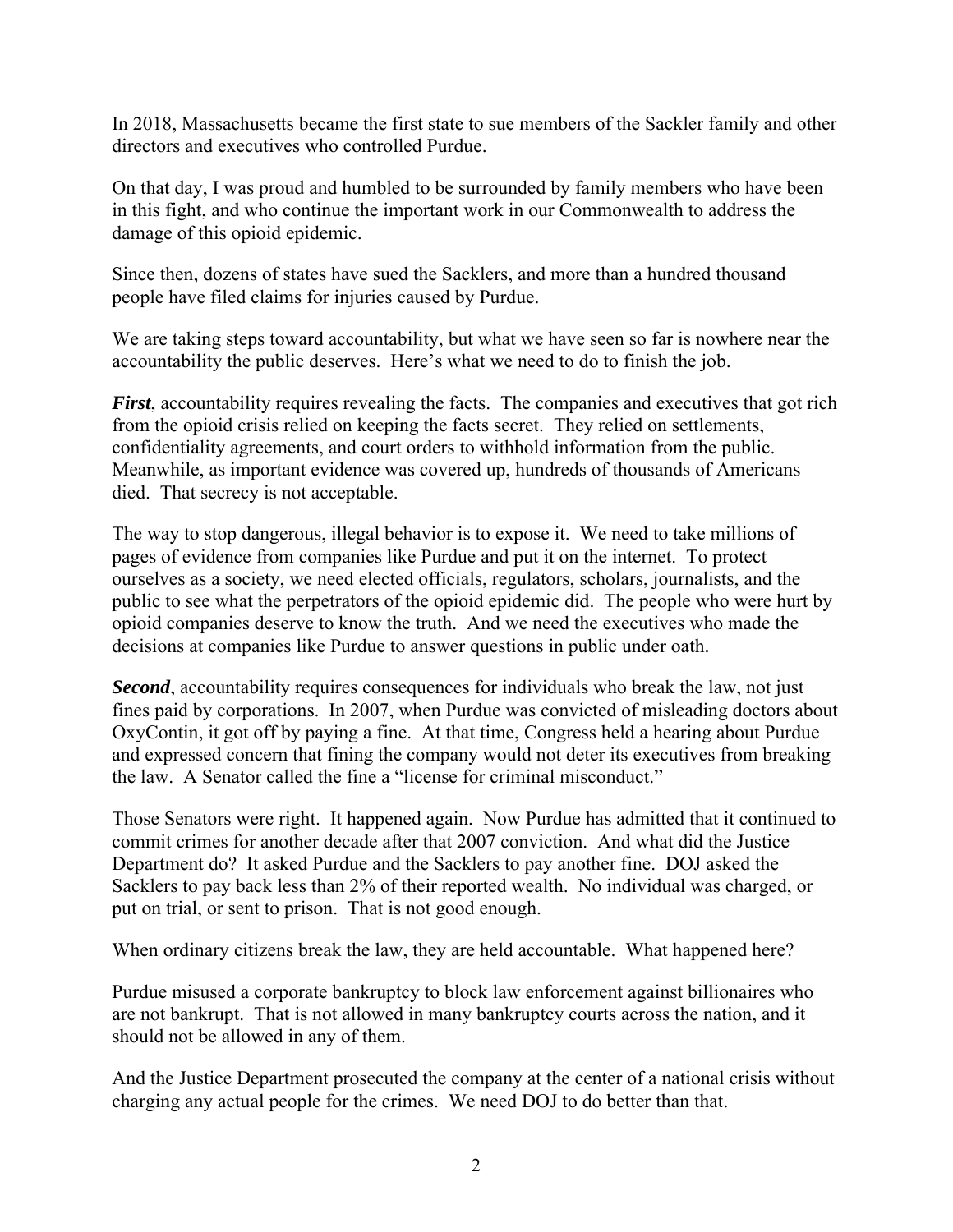In 2018, Massachusetts became the first state to sue members of the Sackler family and other directors and executives who controlled Purdue.

On that day, I was proud and humbled to be surrounded by family members who have been in this fight, and who continue the important work in our Commonwealth to address the damage of this opioid epidemic.

Since then, dozens of states have sued the Sacklers, and more than a hundred thousand people have filed claims for injuries caused by Purdue.

We are taking steps toward accountability, but what we have seen so far is nowhere near the accountability the public deserves. Here's what we need to do to finish the job.

***First***, accountability requires revealing the facts. The companies and executives that got rich from the opioid crisis relied on keeping the facts secret. They relied on settlements, confidentiality agreements, and court orders to withhold information from the public. Meanwhile, as important evidence was covered up, hundreds of thousands of Americans died. That secrecy is not acceptable.

The way to stop dangerous, illegal behavior is to expose it. We need to take millions of pages of evidence from companies like Purdue and put it on the internet. To protect ourselves as a society, we need elected officials, regulators, scholars, journalists, and the public to see what the perpetrators of the opioid epidemic did. The people who were hurt by opioid companies deserve to know the truth. And we need the executives who made the decisions at companies like Purdue to answer questions in public under oath.

***Second***, accountability requires consequences for individuals who break the law, not just fines paid by corporations. In 2007, when Purdue was convicted of misleading doctors about OxyContin, it got off by paying a fine. At that time, Congress held a hearing about Purdue and expressed concern that fining the company would not deter its executives from breaking the law. A Senator called the fine a "license for criminal misconduct."

Those Senators were right. It happened again. Now Purdue has admitted that it continued to commit crimes for another decade after that 2007 conviction. And what did the Justice Department do? It asked Purdue and the Sacklers to pay another fine. DOJ asked the Sacklers to pay back less than 2% of their reported wealth. No individual was charged, or put on trial, or sent to prison. That is not good enough.

When ordinary citizens break the law, they are held accountable. What happened here?

Purdue misused a corporate bankruptcy to block law enforcement against billionaires who are not bankrupt. That is not allowed in many bankruptcy courts across the nation, and it should not be allowed in any of them.

And the Justice Department prosecuted the company at the center of a national crisis without charging any actual people for the crimes. We need DOJ to do better than that.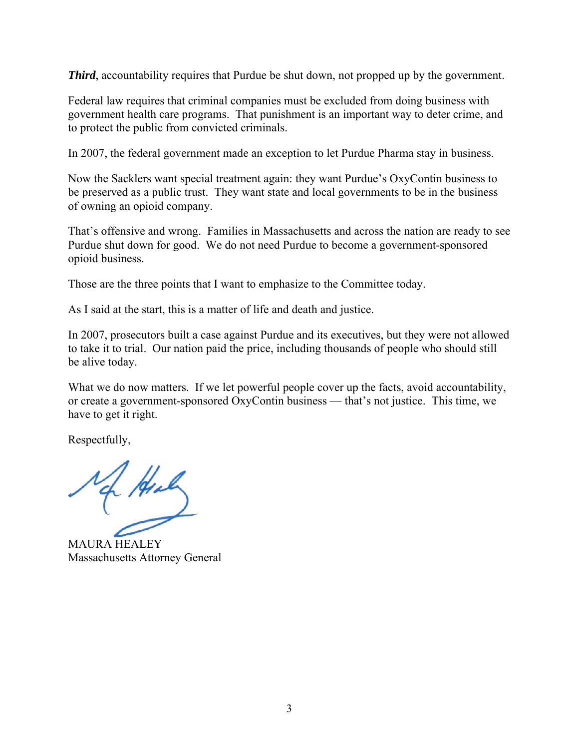***Third***, accountability requires that Purdue be shut down, not propped up by the government.

Federal law requires that criminal companies must be excluded from doing business with government health care programs. That punishment is an important way to deter crime, and to protect the public from convicted criminals.

In 2007, the federal government made an exception to let Purdue Pharma stay in business.

Now the Sacklers want special treatment again: they want Purdue's OxyContin business to be preserved as a public trust. They want state and local governments to be in the business of owning an opioid company.

That's offensive and wrong. Families in Massachusetts and across the nation are ready to see Purdue shut down for good. We do not need Purdue to become a government-sponsored opioid business.

Those are the three points that I want to emphasize to the Committee today.

As I said at the start, this is a matter of life and death and justice.

In 2007, prosecutors built a case against Purdue and its executives, but they were not allowed to take it to trial. Our nation paid the price, including thousands of people who should still be alive today.

What we do now matters. If we let powerful people cover up the facts, avoid accountability, or create a government-sponsored OxyContin business — that's not justice. This time, we have to get it right.

Respectfully,

MAURA HEALEY
Massachusetts Attorney General